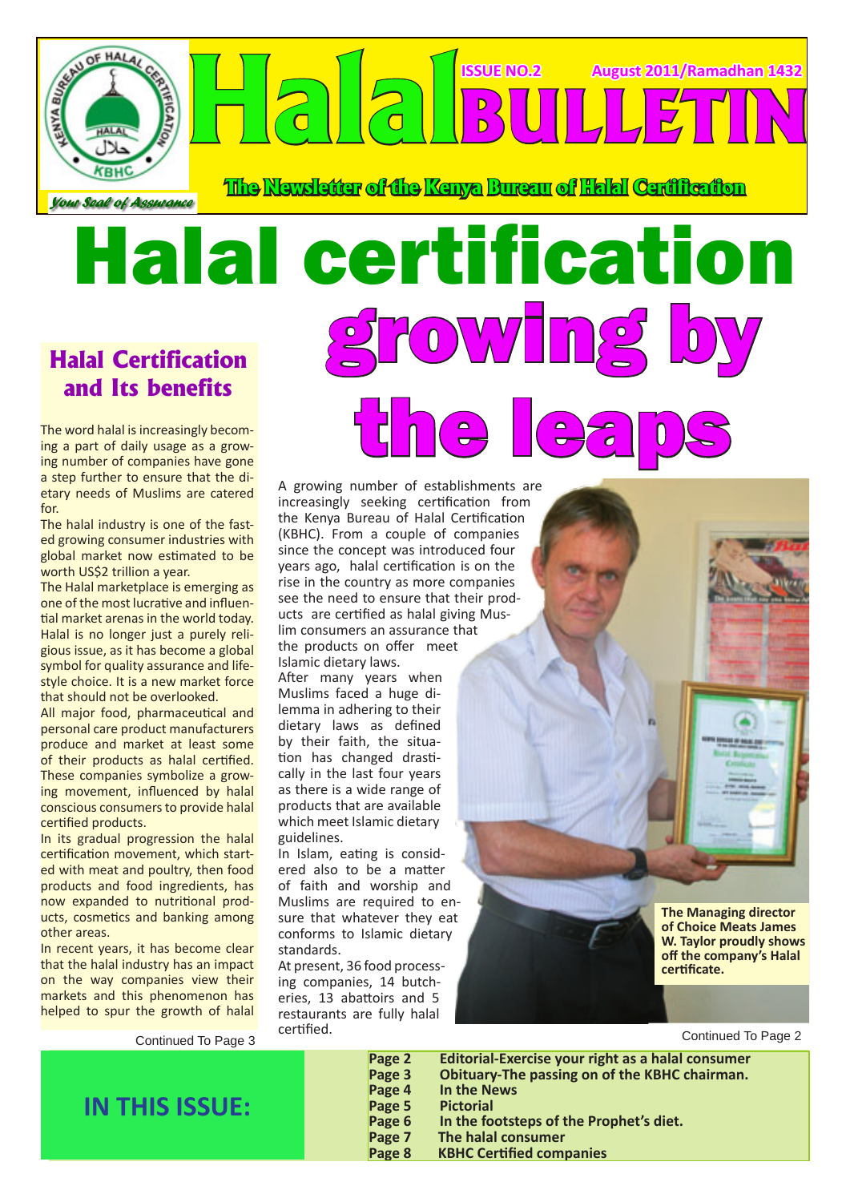# Halal BULLETIN

ISSUE NO.2 August 2011/Ramadhan 1432

The Newsletter of the Kenya Bureau of Halal Certification

*Your Seal of Assurance*

# Halal certification growing by the leaps

A growing number of establishments are increasingly seeking certification from the Kenya Bureau of Halal Certification (KBHC). From a couple of companies since the concept was introduced four years ago, halal certification is on the rise in the country as more companies see the need to ensure that their products are certified as halal giving Muslim consumers an assurance that the products on offer meet Islamic dietary laws.

After many years when Muslims faced a huge dilemma in adhering to their dietary laws as defined by their faith, the situation has changed drastically in the last four years as there is a wide range of products that are available which meet Islamic dietary guidelines.

In Islam, eating is considered also to be a matter of faith and worship and Muslims are required to ensure that whatever they eat conforms to Islamic dietary standards.

At present, 36 food processing companies, 14 butcheries, 13 abattoirs and 5 restaurants are fully halal certified.

Continued To Page 2

**The Managing director of Choice Meats James W. Taylor proudly shows off the company's Halal certificate.**

## Halal Certification and Its benefits

The word halal is increasingly becoming a part of daily usage as a growing number of companies have gone a step further to ensure that the dietary needs of Muslims are catered for.

The halal industry is one of the fastest growing consumer industries with global market now estimated to be worth US$2 trillion a year.

The Halal marketplace is emerging as one of the most lucrative and influential market arenas in the world today. Halal is no longer just a purely religious issue, as it has become a global symbol for quality assurance and lifestyle choice. It is a new market force that should not be overlooked.

All major food, pharmaceutical and personal care product manufacturers produce and market at least some of their products as halal certified. These companies symbolize a growing movement, influenced by halal conscious consumers to provide halal certified products.

In its gradual progression the halal certification movement, which started with meat and poultry, then food products and food ingredients, has now expanded to nutritional products, cosmetics and banking among other areas.

In recent years, it has become clear that the halal industry has an impact on the way companies view their markets and this phenomenon has helped to spur the growth of halal

Continued To Page 3

## IN THIS ISSUE:

| | |
|---|---|
| Page 2 | Editorial-Exercise your right as a halal consumer |
| Page 3 | Obituary-The passing on of the KBHC chairman. |
| Page 4 | In the News |
| Page 5 | Pictorial |
| Page 6 | In the footsteps of the Prophet's diet. |
| Page 7 | The halal consumer |
| Page 8 | KBHC Certified companies |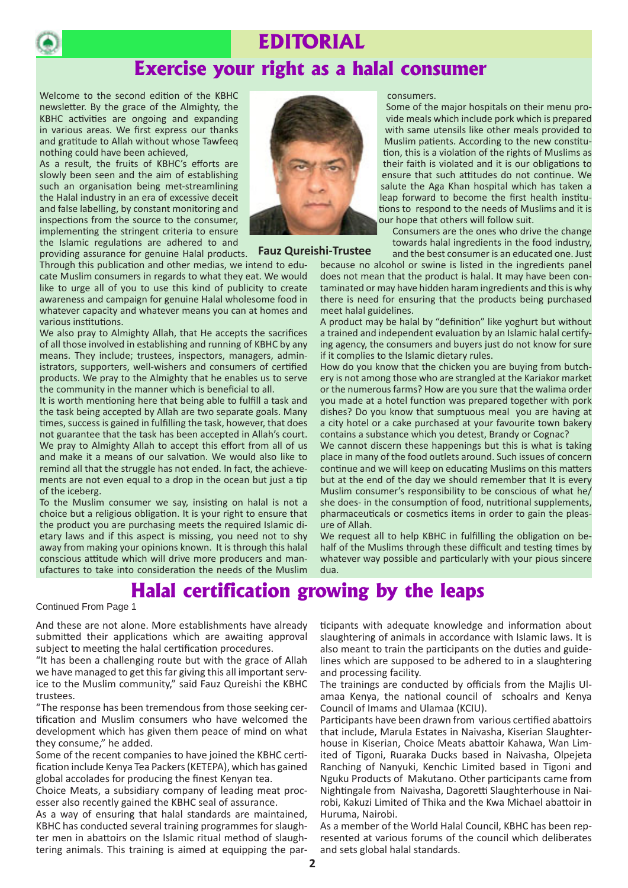# EDITORIAL

## Exercise your right as a halal consumer

Welcome to the second edition of the KBHC newsletter. By the grace of the Almighty, the KBHC activities are ongoing and expanding in various areas. We first express our thanks and gratitude to Allah without whose Tawfeeq nothing could have been achieved,

As a result, the fruits of KBHC's efforts are slowly been seen and the aim of establishing such an organisation being met-streamlining the Halal industry in an era of excessive deceit and false labelling, by constant monitoring and inspections from the source to the consumer, implementing the stringent criteria to ensure the Islamic regulations are adhered to and providing assurance for genuine Halal products.

**Fauz Qureishi-Trustee**

Through this publication and other medias, we intend to educate Muslim consumers in regards to what they eat. We would like to urge all of you to use this kind of publicity to create awareness and campaign for genuine Halal wholesome food in whatever capacity and whatever means you can at homes and various institutions.

We also pray to Almighty Allah, that He accepts the sacrifices of all those involved in establishing and running of KBHC by any means. They include; trustees, inspectors, managers, administrators, supporters, well-wishers and consumers of certified products. We pray to the Almighty that he enables us to serve the community in the manner which is beneficial to all.

It is worth mentioning here that being able to fulfill a task and the task being accepted by Allah are two separate goals. Many times, success is gained in fulfilling the task, however, that does not guarantee that the task has been accepted in Allah's court. We pray to Almighty Allah to accept this effort from all of us and make it a means of our salvation. We would also like to remind all that the struggle has not ended. In fact, the achievements are not even equal to a drop in the ocean but just a tip of the iceberg.

To the Muslim consumer we say, insisting on halal is not a choice but a religious obligation. It is your right to ensure that the product you are purchasing meets the required Islamic dietary laws and if this aspect is missing, you need not to shy away from making your opinions known. It is through this halal conscious attitude which will drive more producers and manufactures to take into consideration the needs of the Muslim consumers.

Some of the major hospitals on their menu provide meals which include pork which is prepared with same utensils like other meals provided to Muslim patients. According to the new constitution, this is a violation of the rights of Muslims as their faith is violated and it is our obligations to ensure that such attitudes do not continue. We salute the Aga Khan hospital which has taken a leap forward to become the first health institutions to respond to the needs of Muslims and it is our hope that others will follow suit.

Consumers are the ones who drive the change towards halal ingredients in the food industry, and the best consumer is an educated one. Just because no alcohol or swine is listed in the ingredients panel does not mean that the product is halal. It may have been contaminated or may have hidden haram ingredients and this is why there is need for ensuring that the products being purchased meet halal guidelines.

A product may be halal by "definition" like yoghurt but without a trained and independent evaluation by an Islamic halal certifying agency, the consumers and buyers just do not know for sure if it complies to the Islamic dietary rules.

How do you know that the chicken you are buying from butchery is not among those who are strangled at the Kariakor market or the numerous farms? How are you sure that the walima order you made at a hotel function was prepared together with pork dishes? Do you know that sumptuous meal you are having at a city hotel or a cake purchased at your favourite town bakery contains a substance which you detest, Brandy or Cognac?

We cannot discern these happenings but this is what is taking place in many of the food outlets around. Such issues of concern continue and we will keep on educating Muslims on this matters but at the end of the day we should remember that It is every Muslim consumer's responsibility to be conscious of what he/she does- in the consumption of food, nutritional supplements, pharmaceuticals or cosmetics items in order to gain the pleasure of Allah.

We request all to help KBHC in fulfilling the obligation on behalf of the Muslims through these difficult and testing times by whatever way possible and particularly with your pious sincere dua.

## Halal certification growing by the leaps

Continued From Page 1

And these are not alone. More establishments have already submitted their applications which are awaiting approval subject to meeting the halal certification procedures.

"It has been a challenging route but with the grace of Allah we have managed to get this far giving this all important service to the Muslim community," said Fauz Qureishi the KBHC trustees.

"The response has been tremendous from those seeking certification and Muslim consumers who have welcomed the development which has given them peace of mind on what they consume," he added.

Some of the recent companies to have joined the KBHC certification include Kenya Tea Packers (KETEPA), which has gained global accolades for producing the finest Kenyan tea.

Choice Meats, a subsidiary company of leading meat processer also recently gained the KBHC seal of assurance.

As a way of ensuring that halal standards are maintained, KBHC has conducted several training programmes for slaughter men in abattoirs on the Islamic ritual method of slaughtering animals. This training is aimed at equipping the participants with adequate knowledge and information about slaughtering of animals in accordance with Islamic laws. It is also meant to train the participants on the duties and guidelines which are supposed to be adhered to in a slaughtering and processing facility.

The trainings are conducted by officials from the Majlis Ulamaa Kenya, the national council of schoalrs and Kenya Council of Imams and Ulamaa (KCIU).

Participants have been drawn from various certified abattoirs that include, Marula Estates in Naivasha, Kiserian Slaughterhouse in Kiserian, Choice Meats abattoir Kahawa, Wan Limited of Tigoni, Ruaraka Ducks based in Naivasha, Olpejeta Ranching of Nanyuki, Kenchic Limited based in Tigoni and Nguku Products of Makutano. Other participants came from Nightingale from Naivasha, Dagoretti Slaughterhouse in Nairobi, Kakuzi Limited of Thika and the Kwa Michael abattoir in Huruma, Nairobi.

As a member of the World Halal Council, KBHC has been represented at various forums of the council which deliberates and sets global halal standards.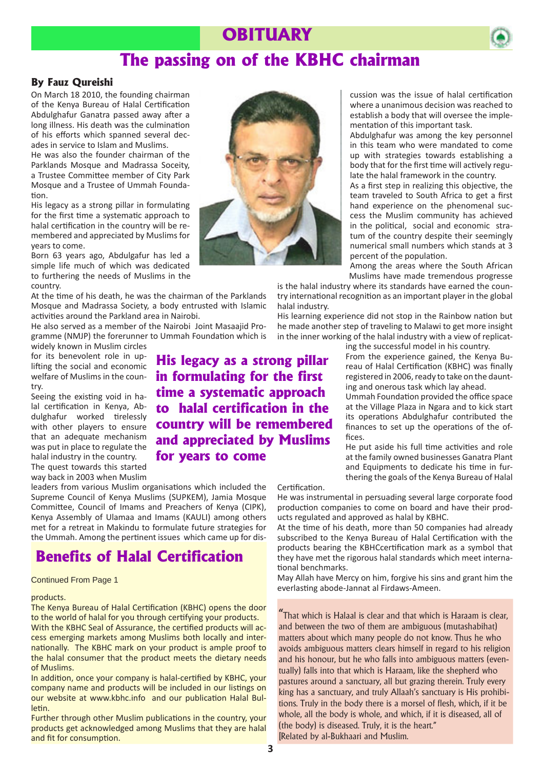# OBITUARY

## The passing on of the KBHC chairman

**By Fauz Qureishi**

On March 18 2010, the founding chairman of the Kenya Bureau of Halal Certification Abdulghafur Ganatra passed away after a long illness. His death was the culmination of his efforts which spanned several decades in service to Islam and Muslims.

He was also the founder chairman of the Parklands Mosque and Madrassa Soceity, a Trustee Committee member of City Park Mosque and a Trustee of Ummah Foundation.

His legacy as a strong pillar in formulating for the first time a systematic approach to halal certification in the country will be remembered and appreciated by Muslims for years to come.

Born 63 years ago, Abdulgafur has led a simple life much of which was dedicated to furthering the needs of Muslims in the country.

At the time of his death, he was the chairman of the Parklands Mosque and Madrassa Society, a body entrusted with Islamic activities around the Parkland area in Nairobi.

He also served as a member of the Nairobi Joint Masaajid Programme (NMJP) the forerunner to Ummah Foundation which is widely known in Muslim circles for its benevolent role in uplifting the social and economic welfare of Muslims in the country.

> **His legacy as a strong pillar in formulating for the first time a systematic approach to halal certification in the country will be remembered and appreciated by Muslims for years to come**

Seeing the existing void in halal certification in Kenya, Abdulghafur worked tirelessly with other players to ensure that an adequate mechanism was put in place to regulate the halal industry in the country.

The quest towards this started way back in 2003 when Muslim leaders from various Muslim organisations which included the Supreme Council of Kenya Muslims (SUPKEM), Jamia Mosque Committee, Council of Imams and Preachers of Kenya (CIPK), Kenya Assembly of Ulamaa and Imams (KAULI) among others met for a retreat in Makindu to formulate future strategies for the Ummah. Among the pertinent issues which came up for discussion was the issue of halal certification where a unanimous decision was reached to establish a body that will oversee the implementation of this important task.

Abdulghafur was among the key personnel in this team who were mandated to come up with strategies towards establishing a body that for the first time will actively regulate the halal framework in the country.

As a first step in realizing this objective, the team traveled to South Africa to get a first hand experience on the phenomenal success the Muslim community has achieved in the political, social and economic stratum of the country despite their seemingly numerical small numbers which stands at 3 percent of the population.

Among the areas where the South African Muslims have made tremendous progresse is the halal industry where its standards have earned the country international recognition as an important player in the global halal industry.

His learning experience did not stop in the Rainbow nation but he made another step of traveling to Malawi to get more insight in the inner working of the halal industry with a view of replicating the successful model in his country.

From the experience gained, the Kenya Bureau of Halal Certification (KBHC) was finally registered in 2006, ready to take on the daunting and onerous task which lay ahead.

Ummah Foundation provided the office space at the Village Plaza in Ngara and to kick start its operations Abdulghafur contributed the finances to set up the operations of the offices.

He put aside his full time activities and role at the family owned businesses Ganatra Plant and Equipments to dedicate his time in furthering the goals of the Kenya Bureau of Halal Certification.

He was instrumental in persuading several large corporate food production companies to come on board and have their products regulated and approved as halal by KBHC.

At the time of his death, more than 50 companies had already subscribed to the Kenya Bureau of Halal Certification with the products bearing the KBHCcertification mark as a symbol that they have met the rigorous halal standards which meet international benchmarks.

May Allah have Mercy on him, forgive his sins and grant him the everlasting abode-Jannat al Firdaws-Ameen.

> "That which is Halaal is clear and that which is Haraam is clear, and between the two of them are ambiguous (mutashabihat) matters about which many people do not know. Thus he who avoids ambiguous matters clears himself in regard to his religion and his honour, but he who falls into ambiguous matters (eventually) falls into that which is Haraam, like the shepherd who pastures around a sanctuary, all but grazing therein. Truly every king has a sanctuary, and truly Allaah's sanctuary is His prohibitions. Truly in the body there is a morsel of flesh, which, if it be whole, all the body is whole, and which, if it is diseased, all of (the body) is diseased. Truly, it is the heart."
> [Related by al-Bukhaari and Muslim.

## Benefits of Halal Certification

Continued From Page 1

products.

The Kenya Bureau of Halal Certification (KBHC) opens the door to the world of halal for you through certifying your products.

With the KBHC Seal of Assurance, the certified products will access emerging markets among Muslims both locally and internationally. The KBHC mark on your product is ample proof to the halal consumer that the product meets the dietary needs of Muslims.

In addition, once your company is halal-certified by KBHC, your company name and products will be included in our listings on our website at www.kbhc.info and our publication Halal Bulletin.

Further through other Muslim publications in the country, your products get acknowledged among Muslims that they are halal and fit for consumption.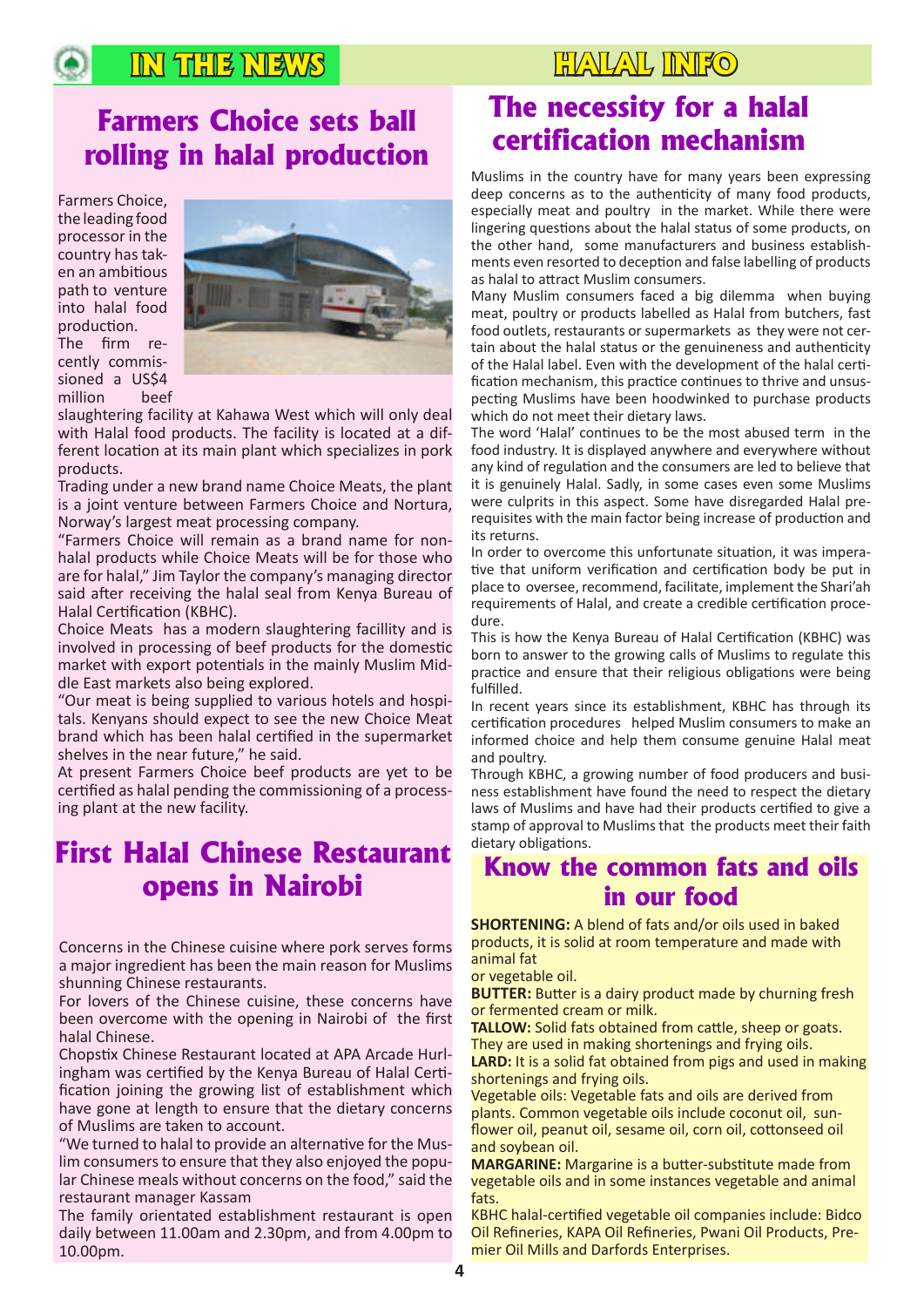## IN THE NEWS

# Farmers Choice sets ball rolling in halal production

Farmers Choice, the leading food processor in the country has taken an ambitious path to venture into halal food production.

The firm recently commissioned a US$4 million beef slaughtering facility at Kahawa West which will only deal with Halal food products. The facility is located at a different location at its main plant which specializes in pork products.

Trading under a new brand name Choice Meats, the plant is a joint venture between Farmers Choice and Nortura, Norway's largest meat processing company.

"Farmers Choice will remain as a brand name for non-halal products while Choice Meats will be for those who are for halal," Jim Taylor the company's managing director said after receiving the halal seal from Kenya Bureau of Halal Certification (KBHC).

Choice Meats has a modern slaughtering facillity and is involved in processing of beef products for the domestic market with export potentials in the mainly Muslim Middle East markets also being explored.

"Our meat is being supplied to various hotels and hospitals. Kenyans should expect to see the new Choice Meat brand which has been halal certified in the supermarket shelves in the near future," he said.

At present Farmers Choice beef products are yet to be certified as halal pending the commissioning of a processing plant at the new facility.

# First Halal Chinese Restaurant opens in Nairobi

Concerns in the Chinese cuisine where pork serves forms a major ingredient has been the main reason for Muslims shunning Chinese restaurants.

For lovers of the Chinese cuisine, these concerns have been overcome with the opening in Nairobi of the first halal Chinese.

Chopstix Chinese Restaurant located at APA Arcade Hurlingham was certified by the Kenya Bureau of Halal Certification joining the growing list of establishment which have gone at length to ensure that the dietary concerns of Muslims are taken to account.

"We turned to halal to provide an alternative for the Muslim consumers to ensure that they also enjoyed the popular Chinese meals without concerns on the food," said the restaurant manager Kassam

The family orientated establishment restaurant is open daily between 11.00am and 2.30pm, and from 4.00pm to 10.00pm.

## HALAL INFO

# The necessity for a halal certification mechanism

Muslims in the country have for many years been expressing deep concerns as to the authenticity of many food products, especially meat and poultry in the market. While there were lingering questions about the halal status of some products, on the other hand, some manufacturers and business establishments even resorted to deception and false labelling of products as halal to attract Muslim consumers.

Many Muslim consumers faced a big dilemma when buying meat, poultry or products labelled as Halal from butchers, fast food outlets, restaurants or supermarkets as they were not certain about the halal status or the genuineness and authenticity of the Halal label. Even with the development of the halal certification mechanism, this practice continues to thrive and unsuspecting Muslims have been hoodwinked to purchase products which do not meet their dietary laws.

The word 'Halal' continues to be the most abused term in the food industry. It is displayed anywhere and everywhere without any kind of regulation and the consumers are led to believe that it is genuinely Halal. Sadly, in some cases even some Muslims were culprits in this aspect. Some have disregarded Halal prerequisites with the main factor being increase of production and its returns.

In order to overcome this unfortunate situation, it was imperative that uniform verification and certification body be put in place to oversee, recommend, facilitate, implement the Shari'ah requirements of Halal, and create a credible certification procedure.

This is how the Kenya Bureau of Halal Certification (KBHC) was born to answer to the growing calls of Muslims to regulate this practice and ensure that their religious obligations were being fulfilled.

In recent years since its establishment, KBHC has through its certification procedures helped Muslim consumers to make an informed choice and help them consume genuine Halal meat and poultry.

Through KBHC, a growing number of food producers and business establishment have found the need to respect the dietary laws of Muslims and have had their products certified to give a stamp of approval to Muslims that the products meet their faith dietary obligations.

# Know the common fats and oils in our food

**SHORTENING:** A blend of fats and/or oils used in baked products, it is solid at room temperature and made with animal fat or vegetable oil.

**BUTTER:** Butter is a dairy product made by churning fresh or fermented cream or milk.

**TALLOW:** Solid fats obtained from cattle, sheep or goats. They are used in making shortenings and frying oils.

**LARD:** It is a solid fat obtained from pigs and used in making shortenings and frying oils.

Vegetable oils: Vegetable fats and oils are derived from plants. Common vegetable oils include coconut oil, sunflower oil, peanut oil, sesame oil, corn oil, cottonseed oil and soybean oil.

**MARGARINE:** Margarine is a butter-substitute made from vegetable oils and in some instances vegetable and animal fats.

KBHC halal-certified vegetable oil companies include: Bidco Oil Refineries, KAPA Oil Refineries, Pwani Oil Products, Premier Oil Mills and Darfords Enterprises.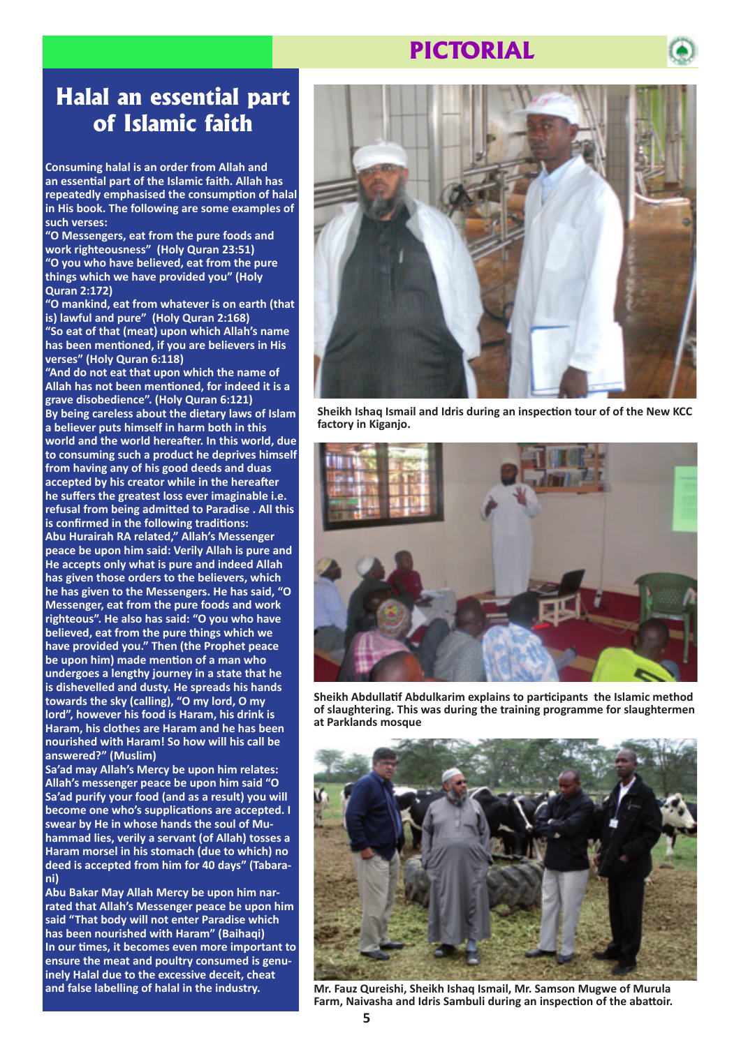# Halal an essential part of Islamic faith

**Consuming halal is an order from Allah and an essential part of the Islamic faith. Allah has repeatedly emphasised the consumption of halal in His book. The following are some examples of such verses:**

**"O Messengers, eat from the pure foods and work righteousness" (Holy Quran 23:51)**

**"O you who have believed, eat from the pure things which we have provided you" (Holy Quran 2:172)**

**"O mankind, eat from whatever is on earth (that is) lawful and pure" (Holy Quran 2:168)**

**"So eat of that (meat) upon which Allah's name has been mentioned, if you are believers in His verses" (Holy Quran 6:118)**

**"And do not eat that upon which the name of Allah has not been mentioned, for indeed it is a grave disobedience". (Holy Quran 6:121)**

**By being careless about the dietary laws of Islam a believer puts himself in harm both in this world and the world hereafter. In this world, due to consuming such a product he deprives himself from having any of his good deeds and duas accepted by his creator while in the hereafter he suffers the greatest loss ever imaginable i.e. refusal from being admitted to Paradise . All this is confirmed in the following traditions:**

**Abu Hurairah RA related," Allah's Messenger peace be upon him said: Verily Allah is pure and He accepts only what is pure and indeed Allah has given those orders to the believers, which he has given to the Messengers. He has said, "O Messenger, eat from the pure foods and work righteous". He also has said: "O you who have believed, eat from the pure things which we have provided you." Then (the Prophet peace be upon him) made mention of a man who undergoes a lengthy journey in a state that he is dishevelled and dusty. He spreads his hands towards the sky (calling), "O my lord, O my lord", however his food is Haram, his drink is Haram, his clothes are Haram and he has been nourished with Haram! So how will his call be answered?" (Muslim)**

**Sa'ad may Allah's Mercy be upon him relates: Allah's messenger peace be upon him said "O Sa'ad purify your food (and as a result) you will become one who's supplications are accepted. I swear by He in whose hands the soul of Muhammad lies, verily a servant (of Allah) tosses a Haram morsel in his stomach (due to which) no deed is accepted from him for 40 days" (Tabarani)**

**Abu Bakar May Allah Mercy be upon him narrated that Allah's Messenger peace be upon him said "That body will not enter Paradise which has been nourished with Haram" (Baihaqi)**

**In our times, it becomes even more important to ensure the meat and poultry consumed is genuinely Halal due to the excessive deceit, cheat and false labelling of halal in the industry.**

Sheikh Ishaq Ismail and Idris during an inspection tour of of the New KCC factory in Kiganjo.

Sheikh Abdullatif Abdulkarim explains to participants the Islamic method of slaughtering. This was during the training programme for slaughtermen at Parklands mosque

Mr. Fauz Qureishi, Sheikh Ishaq Ismail, Mr. Samson Mugwe of Murula Farm, Naivasha and Idris Sambuli during an inspection of the abattoir.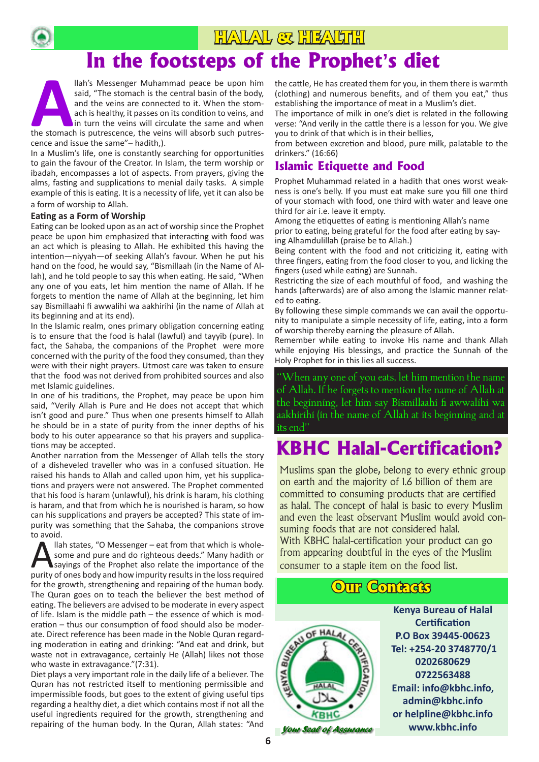## HALAL & HEALTH

# In the footsteps of the Prophet's diet

Allah's Messenger Muhammad peace be upon him said, "The stomach is the central basin of the body, and the veins are connected to it. When the stomach is healthy, it passes on its condition to veins, and in turn the veins will circulate the same and when the stomach is putrescence, the veins will absorb such putrescence and issue the same"– hadith,).

In a Muslim's life, one is constantly searching for opportunities to gain the favour of the Creator. In Islam, the term worship or ibadah, encompasses a lot of aspects. From prayers, giving the alms, fasting and supplications to menial daily tasks. A simple example of this is eating. It is a necessity of life, yet it can also be a form of worship to Allah.

### Eating as a Form of Worship

Eating can be looked upon as an act of worship since the Prophet peace be upon him emphasized that interacting with food was an act which is pleasing to Allah. He exhibited this having the intention—niyyah—of seeking Allah's favour. When he put his hand on the food, he would say, "Bismillaah (in the Name of Allah), and he told people to say this when eating. He said, "When any one of you eats, let him mention the name of Allah. If he forgets to mention the name of Allah at the beginning, let him say Bismillaahi fi awwalihi wa aakhirihi (in the name of Allah at its beginning and at its end).

In the Islamic realm, ones primary obligation concerning eating is to ensure that the food is halal (lawful) and tayyib (pure). In fact, the Sahaba, the companions of the Prophet were more concerned with the purity of the food they consumed, than they were with their night prayers. Utmost care was taken to ensure that the food was not derived from prohibited sources and also met Islamic guidelines.

In one of his traditions, the Prophet, may peace be upon him said, "Verily Allah is Pure and He does not accept that which isn't good and pure." Thus when one presents himself to Allah he should be in a state of purity from the inner depths of his body to his outer appearance so that his prayers and supplications may be accepted.

Another narration from the Messenger of Allah tells the story of a disheveled traveller who was in a confused situation. He raised his hands to Allah and called upon him, yet his supplications and prayers were not answered. The Prophet commented that his food is haram (unlawful), his drink is haram, his clothing is haram, and that from which he is nourished is haram, so how can his supplications and prayers be accepted? This state of impurity was something that the Sahaba, the companions strove to avoid.

Allah states, "O Messenger – eat from that which is wholesome and pure and do righteous deeds." Many hadith or sayings of the Prophet also relate the importance of the purity of ones body and how impurity results in the loss required for the growth, strengthening and repairing of the human body. The Quran goes on to teach the believer the best method of eating. The believers are advised to be moderate in every aspect of life. Islam is the middle path – the essence of which is moderation – thus our consumption of food should also be moderate. Direct reference has been made in the Noble Quran regarding moderation in eating and drinking: "And eat and drink, but waste not in extravagance, certainly He (Allah) likes not those who waste in extravagance."(7:31).

Diet plays a very important role in the daily life of a believer. The Quran has not restricted itself to mentioning permissible and impermissible foods, but goes to the extent of giving useful tips regarding a healthy diet, a diet which contains most if not all the useful ingredients required for the growth, strengthening and repairing of the human body. In the Quran, Allah states: "And the cattle, He has created them for you, in them there is warmth (clothing) and numerous benefits, and of them you eat," thus establishing the importance of meat in a Muslim's diet.

The importance of milk in one's diet is related in the following verse: "And verily in the cattle there is a lesson for you. We give you to drink of that which is in their bellies,

from between excretion and blood, pure milk, palatable to the drinkers." (16:66)

### Islamic Etiquette and Food

Prophet Muhammad related in a hadith that ones worst weakness is one's belly. If you must eat make sure you fill one third of your stomach with food, one third with water and leave one third for air i.e. leave it empty.

Among the etiquettes of eating is mentioning Allah's name prior to eating, being grateful for the food after eating by saying Alhamdulillah (praise be to Allah.)

Being content with the food and not criticizing it, eating with three fingers, eating from the food closer to you, and licking the fingers (used while eating) are Sunnah.

Restricting the size of each mouthful of food, and washing the hands (afterwards) are of also among the Islamic manner related to eating.

By following these simple commands we can avail the opportunity to manipulate a simple necessity of life, eating, into a form of worship thereby earning the pleasure of Allah.

Remember while eating to invoke His name and thank Allah while enjoying His blessings, and practice the Sunnah of the Holy Prophet for in this lies all success.

> "When any one of you eats, let him mention the name of Allah. If he forgets to mention the name of Allah at the beginning, let him say Bismillaahi fi awwalihi wa aakhirihi (in the name of Allah at its beginning and at its end"

## KBHC Halal-Certification?

Muslims span the globe, belong to every ethnic group on earth and the majority of 1.6 billion of them are committed to consuming products that are certified as halal. The concept of halal is basic to every Muslim and even the least observant Muslim would avoid consuming foods that are not considered halal.

With KBHC halal-certification your product can go from appearing doubtful in the eyes of the Muslim consumer to a staple item on the food list.

## Our Contacts

KENYA BUREAU OF HALAL CERTIFICATION — HALAL حلال — KBHC

*Your Seal of Assurance*

**Kenya Bureau of Halal Certification**
**P.O Box 39445-00623**
**Tel: +254-20 3748770/1**
**0202680629**
**0722563488**
**Email: info@kbhc.info, admin@kbhc.info or helpline@kbhc.info**
**www.kbhc.info**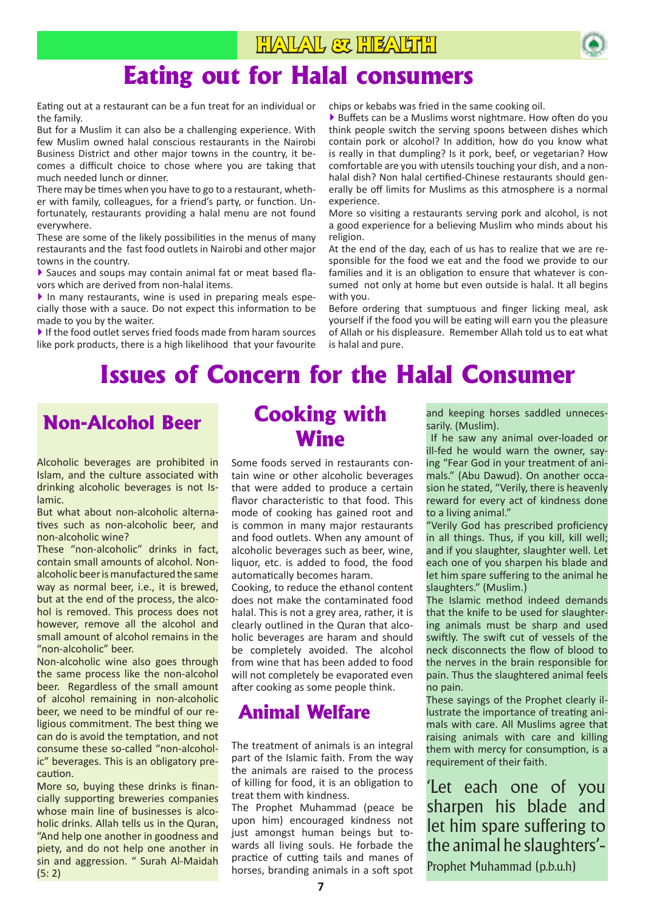# Eating out for Halal consumers

Eating out at a restaurant can be a fun treat for an individual or the family.

But for a Muslim it can also be a challenging experience. With few Muslim owned halal conscious restaurants in the Nairobi Business District and other major towns in the country, it becomes a difficult choice to chose where you are taking that much needed lunch or dinner.

There may be times when you have to go to a restaurant, whether with family, colleagues, for a friend's party, or function. Unfortunately, restaurants providing a halal menu are not found everywhere.

These are some of the likely possibilities in the menus of many restaurants and the fast food outlets in Nairobi and other major towns in the country.

- Sauces and soups may contain animal fat or meat based flavors which are derived from non-halal items.
- In many restaurants, wine is used in preparing meals especially those with a sauce. Do not expect this information to be made to you by the waiter.
- If the food outlet serves fried foods made from haram sources like pork products, there is a high likelihood that your favourite chips or kebabs was fried in the same cooking oil.
- Buffets can be a Muslims worst nightmare. How often do you think people switch the serving spoons between dishes which contain pork or alcohol? In addition, how do you know what is really in that dumpling? Is it pork, beef, or vegetarian? How comfortable are you with utensils touching your dish, and a non-halal dish? Non halal certified-Chinese restaurants should generally be off limits for Muslims as this atmosphere is a normal experience.

More so visiting a restaurants serving pork and alcohol, is not a good experience for a believing Muslim who minds about his religion.

At the end of the day, each of us has to realize that we are responsible for the food we eat and the food we provide to our families and it is an obligation to ensure that whatever is consumed not only at home but even outside is halal. It all begins with you.

Before ordering that sumptuous and finger licking meal, ask yourself if the food you will be eating will earn you the pleasure of Allah or his displeasure. Remember Allah told us to eat what is halal and pure.

# Issues of Concern for the Halal Consumer

## Non-Alcohol Beer

Alcoholic beverages are prohibited in Islam, and the culture associated with drinking alcoholic beverages is not Islamic.

But what about non-alcoholic alternatives such as non-alcoholic beer, and non-alcoholic wine?

These "non-alcoholic" drinks in fact, contain small amounts of alcohol. Non-alcoholic beer is manufactured the same way as normal beer, i.e., it is brewed, but at the end of the process, the alcohol is removed. This process does not however, remove all the alcohol and small amount of alcohol remains in the "non-alcoholic" beer.

Non-alcoholic wine also goes through the same process like the non-alcohol beer. Regardless of the small amount of alcohol remaining in non-alcoholic beer, we need to be mindful of our religious commitment. The best thing we can do is avoid the temptation, and not consume these so-called "non-alcoholic" beverages. This is an obligatory precaution.

More so, buying these drinks is financially supporting breweries companies whose main line of businesses is alcoholic drinks. Allah tells us in the Quran, "And help one another in goodness and piety, and do not help one another in sin and aggression. " Surah Al-Maidah (5: 2)

## Cooking with Wine

Some foods served in restaurants contain wine or other alcoholic beverages that were added to produce a certain flavor characteristic to that food. This mode of cooking has gained root and is common in many major restaurants and food outlets. When any amount of alcoholic beverages such as beer, wine, liquor, etc. is added to food, the food automatically becomes haram.

Cooking, to reduce the ethanol content does not make the contaminated food halal. This is not a grey area, rather, it is clearly outlined in the Quran that alcoholic beverages are haram and should be completely avoided. The alcohol from wine that has been added to food will not completely be evaporated even after cooking as some people think.

## Animal Welfare

The treatment of animals is an integral part of the Islamic faith. From the way the animals are raised to the process of killing for food, it is an obligation to treat them with kindness.

The Prophet Muhammad (peace be upon him) encouraged kindness not just amongst human beings but towards all living souls. He forbade the practice of cutting tails and manes of horses, branding animals in a soft spot and keeping horses saddled unnecessarily. (Muslim).

If he saw any animal over-loaded or ill-fed he would warn the owner, saying "Fear God in your treatment of animals." (Abu Dawud). On another occasion he stated, "Verily, there is heavenly reward for every act of kindness done to a living animal."

"Verily God has prescribed proficiency in all things. Thus, if you kill, kill well; and if you slaughter, slaughter well. Let each one of you sharpen his blade and let him spare suffering to the animal he slaughters." (Muslim.)

The Islamic method indeed demands that the knife to be used for slaughtering animals must be sharp and used swiftly. The swift cut of vessels of the neck disconnects the flow of blood to the nerves in the brain responsible for pain. Thus the slaughtered animal feels no pain.

These sayings of the Prophet clearly illustrate the importance of treating animals with care. All Muslims agree that raising animals with care and killing them with mercy for consumption, is a requirement of their faith.

'Let each one of you sharpen his blade and let him spare suffering to the animal he slaughters'- Prophet Muhammad (p.b.u.h)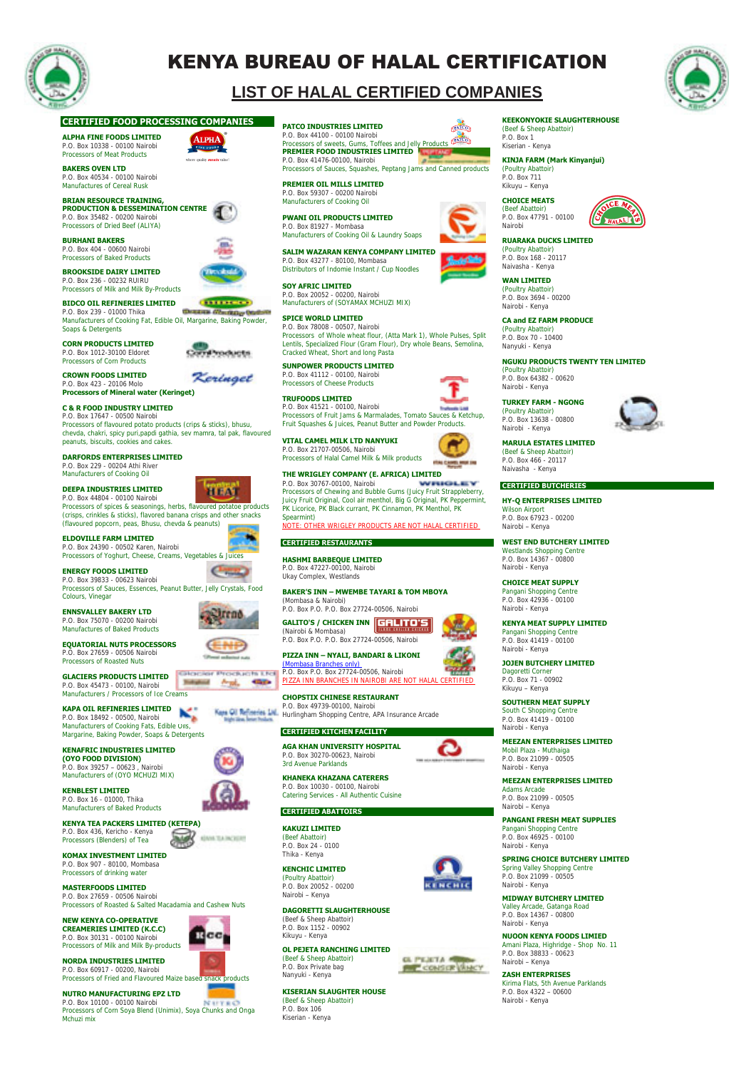# KENYA BUREAU OF HALAL CERTIFICATION

## LIST OF HALAL CERTIFIED COMPANIES

### CERTIFIED FOOD PROCESSING COMPANIES

**ALPHA FINE FOODS LIMITED**
P.O. Box 10338 - 00100 Nairobi
Processors of Meat Products

**BAKERS OVEN LTD**
P.O. Box 40534 - 00100 Nairobi
Manufactures of Cereal Rusk

**BRIAN RESOURCE TRAINING, PRODUCTION & DESSEMINATION CENTRE**
P.O. Box 35482 - 00200 Nairobi
Processors of Dried Beef (ALIYA)

**BURHANI BAKERS**
P.O. Box 404 - 00600 Nairobi
Processors of Baked Products

**BROOKSIDE DAIRY LIMITED**
P.O. Box 236 - 00232 RUIRU
Processors of Milk and Milk By-Products

**BIDCO OIL REFINERIES LIMITED**
P.O. Box 239 - 01000 Thika
Manufacturers of Cooking Fat, Edible Oil, Margarine, Baking Powder, Soaps & Detergents

**CORN PRODUCTS LIMITED**
P.O. Box 1012-30100 Eldoret
Processors of Corn Products

**CROWN FOODS LIMITED**
P.O. Box 423 - 20106 Molo
**Processors of Mineral water (Keringet)**

**C & R FOOD INDUSTRY LIMITED**
P.O. Box 17647 - 00500 Nairobi
Processors of flavoured potato products (crips & sticks), bhusu, chevda, chakri, spicy puri,papdi gathia, sev mamra, tal pak, flavoured peanuts, biscuits, cookies and cakes.

**DARFORDS ENTERPRISES LIMITED**
P.O. Box 229 - 00204 Athi River
Manufactures of Cooking Oil

**DEEPA INDUSTRIES LIMITED**
P.O. Box 44804 - 00100 Nairobi
Processors of spices & seasonings, herbs, flavoured potatoe products (crisps, crinkles & sticks), flavored banana crisps and other snacks (flavoured popcorn, peas, Bhusu, chevda & peanuts)

**ELDOVILLE FARM LIMITED**
P.O. Box 24390 - 00502 Karen, Nairobi
Processors of Yoghurt, Cheese, Creams, Vegetables & Juices

**ENERGY FOODS LIMITED**
P.O. Box 39833 - 00623 Nairobi
Processors of Sauces, Essences, Peanut Butter, Jelly Crystals, Food Colours, Vinegar

**ENNSVALLEY BAKERY LTD**
P.O. Box 75070 - 00200 Nairobi
Manufactures of Baked Products

**EQUATORIAL NUTS PROCESSORS**
P.O. Box 27659 - 00506 Nairobi
Processors of Roasted Nuts

**GLACIERS PRODUCTS LIMITED**
P.O. Box 45473 - 00100, Nairobi
Manufacturers / Processors of Ice Creams

**KAPA OIL REFINERIES LIMITED**
P.O. Box 18492 - 00500, Nairobi
Manufacturers of Cooking Fats, Edible Oils, Margarine, Baking Powder, Soaps & Detergents

**KENAFRIC INDUSTRIES LIMITED (OYO FOOD DIVISION)**
P.O. Box 39257 – 00623 , Nairobi
Manufacturers of (OYO MCHUZI MIX)

**KENBLEST LIMITED**
P.O. Box 16 - 01000, Thika
Manufacturers of Baked Products

**KENYA TEA PACKERS LIMITED (KETEPA)**
P.O. Box 436, Kericho - Kenya
Processors (Blenders) of Tea

**KOMAX INVESTMENT LIMITED**
P.O. Box 907 - 80100, Mombasa
Processors of drinking water

**MASTERFOODS LIMITED**
P.O. Box 27659 - 00506 Nairobi
Processors of Roasted & Salted Macadamia and Cashew Nuts

**NEW KENYA CO-OPERATIVE CREAMERIES LIMITED (K.C.C)**
P.O. Box 30131 - 00100 Nairobi
Processors of Milk and Milk By-products

**NORDA INDUSTRIES LIMITED**
P.O. Box 60917 - 00200, Nairobi
Processors of Fried and Flavoured Maize based snack products

**NUTRO MANUFACTURING EPZ LTD**
P.O. Box 10100 - 00100 Nairobi
Processors of Corn Soya Blend (Unimix), Soya Chunks and Onga Mchuzi mix

**PATCO INDUSTRIES LIMITED**
P.O. Box 44100 - 00100 Nairobi
Processors of sweets, Gums, Toffees and Jelly Products

**PREMIER FOOD INDUSTRIES LIMITED**
P.O. Box 41476-00100, Nairobi
Processors of Sauces, Squashes, Peptang Jams and Canned products

**PREMIER OIL MILLS LIMITED**
P.O. Box 59307 - 00200 Nairobi
Manufactures of Cooking Oil

**PWANI OIL PRODUCTS LIMITED**
P.O. Box 81927 - Mombasa
Manufactures of Cooking Oil & Laundry Soaps

**SALIM WAZARAN KENYA COMPANY LIMITED**
P.O. Box 43277 - 80100, Mombasa
Distributors of Indomie Instant / Cup Noodles

**SOY AFRIC LIMITED**
P.O. Box 20052 - 00200, Nairobi
Manufacturers of (SOYAMAX MCHUZI MIX)

**SPICE WORLD LIMITED**
P.O. Box 78008 - 00507, Nairobi
Processors of Whole wheat flour, (Atta Mark 1), Whole Pulses, Split Lentils, Specialized Flour (Gram Flour), Dry whole Beans, Semolina, Cracked Wheat, Short and long Pasta

**SUNPOWER PRODUCTS LIMITED**
P.O. Box 41112 - 00100, Nairobi
Processors of Cheese Products

**TRUFOODS LIMITED**
P.O. Box 41521 - 00100, Nairobi
Processors of Fruit Jams & Marmalades, Tomato Sauces & Ketchup, Fruit Squashes & Juices, Peanut Butter and Powder Products.

**VITAL CAMEL MILK LTD NANYUKI**
P.O. Box 21707-00506, Nairobi
Processors of Halal Camel Milk & Milk products

**THE WRIGLEY COMPANY (E. AFRICA) LIMITED**
P.O. Box 30767-00100, Nairobi
Processors of Chewing and Bubble Gums (Juicy Fruit Strappleberry, Juicy Fruit Original, Cool air menthol, Big G Original, PK Peppermint, PK Licorice, PK Black currant, PK Cinnamon, PK Menthol, PK Spearmint)
NOTE: OTHER WRIGLEY PRODUCTS ARE NOT HALAL CERTIFIED

### CERTIFIED RESTAURANTS

**HASHMI BARBEQUE LIMITED**
P.O. Box 47227-00100, Nairobi
Ukay Complex, Westlands

**BAKER'S INN – MWEMBE TAYARI & TOM MBOYA**
(Mombasa & Nairobi)
P.O. Box P.O. P.O. Box 27724-00506, Nairobi

**GALITO'S / CHICKEN INN**
(Nairobi & Mombasa)
P.O. Box P.O. P.O. Box 27724-00506, Nairobi

**PIZZA INN – NYALI, BANDARI & LIKONI**
(Mombasa Branches only)
P.O. Box P.O. Box 27724-00506, Nairobi
PIZZA INN BRANCHES IN NAIROBI ARE NOT HALAL CERTIFIED

**CHOPSTIX CHINESE RESTAURANT**
P.O. Box 49739-00100, Nairobi
Hurlingham Shopping Centre, APA Insurance Arcade

### CERTIFIED KITCHEN FACILITY

**AGA KHAN UNIVERSITY HOSPITAL**
P.O. Box 30270-00623, Nairobi
3rd Avenue Parklands

**KHANEKA KHAZANA CATERERS**
P.O. Box 10030 - 00100, Nairobi
Catering Services - All Authentic Cuisine

### CERTIFIED ABATTOIRS

**KAKUZI LIMITED**
(Beef Abattoir)
P.O. Box 24 - 0100
Thika - Kenya

**KENCHIC LIMITED**
(Poultry Abattoir)
P.O. Box 20052 - 00200
Nairobi – Kenya

**DAGORETTI SLAUGHTERHOUSE**
(Beef & Sheep Abattoir)
P.O. Box 1152 - 00902
Kikuyu - Kenya

**OL PEJETA RANCHING LIMITED**
(Beef & Sheep Abattoir)
P.O. Box Private bag
Nanyuki - Kenya

**KISERIAN SLAUGHTER HOUSE**
(Beef & Sheep Abattoir)
P.O. Box 106
Kiserian - Kenya

**KEEKONYOKIE SLAUGHTERHOUSE**
(Beef & Sheep Abattoir)
P.O. Box 1
Kiserian - Kenya

**KINJA FARM (Mark Kinyanjui)**
(Poultry Abattoir)
P.O. Box 711
Kikuyu – Kenya

**CHOICE MEATS**
(Beef Abattoir)
P.O. Box 47791 - 00100
Nairobi

**RUARAKA DUCKS LIMITED**
(Poultry Abattoir)
P.O. Box 168 - 20117
Naivasha - Kenya

**WAN LIMITED**
(Poultry Abattoir)
P.O. Box 3694 - 00200
Nairobi - Kenya

**CA and EZ FARM PRODUCE**
(Poultry Abattoir)
P.O. Box 70 - 10400
Nanyuki - Kenya

**NGUKU PRODUCTS TWENTY TEN LIMITED**
(Poultry Abattoir)
P.O. Box 64382 - 00620
Nairobi - Kenya

**TURKEY FARM - NGONG**
(Poultry Abattoir)
P.O. Box 13638 - 00800
Nairobi - Kenya

**MARULA ESTATES LIMITED**
(Beef & Sheep Abattoir)
P.O. Box 466 - 20117
Naivasha - Kenya

### CERTIFIED BUTCHERIES

**HY-Q ENTERPRISES LIMITED**
Wilson Airport
P.O. Box 67923 - 00200
Nairobi – Kenya

**WEST END BUTCHERY LIMITED**
Westlands Shopping Centre
P.O. Box 14367 - 00800
Nairobi - Kenya

**CHOICE MEAT SUPPLY**
Pangani Shopping Centre
P.O. Box 42936 - 00100
Nairobi - Kenya

**KENYA MEAT SUPPLY LIMITED**
Pangani Shopping Centre
P.O. Box 41419 - 00100
Nairobi - Kenya

**JOJEN BUTCHERY LIMITED**
Dagoretti Corner
P.O. Box 71 - 00902
Kikuyu – Kenya

**SOUTHERN MEAT SUPPLY**
South C Shopping Centre
P.O. Box 41419 - 00100
Nairobi - Kenya

**MEEZAN ENTERPRISES LIMITED**
Mobil Plaza - Muthaiga
P.O. Box 21099 - 00505
Nairobi - Kenya

**MEEZAN ENTERPRISES LIMITED**
Adams Arcade
P.O. Box 21099 - 00505
Nairobi – Kenya

**PANGANI FRESH MEAT SUPPLIES**
Pangani Shopping Centre
P.O. Box 46925 - 00100
Nairobi - Kenya

**SPRING CHOICE BUTCHERY LIMITED**
Spring Valley Shopping Centre
P.O. Box 21099 - 00505
Nairobi - Kenya

**MIDWAY BUTCHERY LIMITED**
Valley Arcade, Gatanga Road
P.O. Box 14367 - 00800
Nairobi - Kenya

**NUOON KENYA FOODS LIMIED**
Amani Plaza, Highridge - Shop No. 11
P.O. Box 38833 - 00623
Nairobi – Kenya

**ZASH ENTERPRISES**
Kirima Flats, 5th Avenue Parklands
P.O. Box 4322 – 00600
Nairobi - Kenya